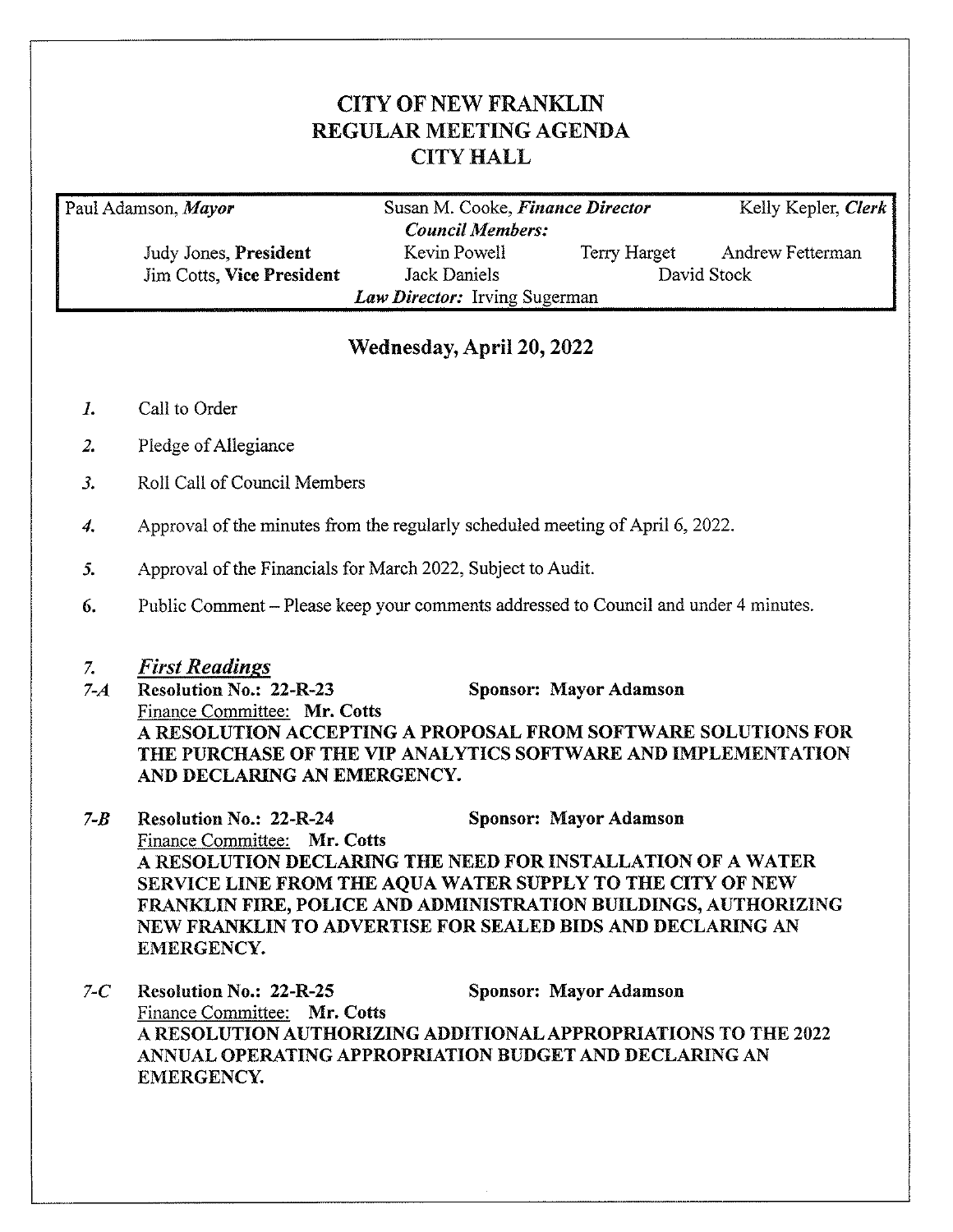# CITY OF NEW FRANKLIN
# REGULAR MEETING AGENDA
# CITY HALL

| Paul Adamson, *Mayor* | Susan M. Cooke, ***Finance Director*** | | Kelly Kepler, ***Clerk*** |
|---|---|---|---|
| | ***Council Members:*** | | |
| Judy Jones, **President** | Kevin Powell | Terry Harget | Andrew Fetterman |
| Jim Cotts, **Vice President** | Jack Daniels | David Stock | |
| | ***Law Director:*** Irving Sugerman | | |

## Wednesday, April 20, 2022

*1.* Call to Order

*2.* Pledge of Allegiance

*3.* Roll Call of Council Members

*4.* Approval of the minutes from the regularly scheduled meeting of April 6, 2022.

*5.* Approval of the Financials for March 2022, Subject to Audit.

**6.** Public Comment – Please keep your comments addressed to Council and under 4 minutes.

*7.* ***First Readings***

*7-A* **Resolution No.: 22-R-23** **Sponsor: Mayor Adamson**
Finance Committee: **Mr. Cotts**
**A RESOLUTION ACCEPTING A PROPOSAL FROM SOFTWARE SOLUTIONS FOR THE PURCHASE OF THE VIP ANALYTICS SOFTWARE AND IMPLEMENTATION AND DECLARING AN EMERGENCY.**

*7-B* **Resolution No.: 22-R-24** **Sponsor: Mayor Adamson**
Finance Committee: **Mr. Cotts**
**A RESOLUTION DECLARING THE NEED FOR INSTALLATION OF A WATER SERVICE LINE FROM THE AQUA WATER SUPPLY TO THE CITY OF NEW FRANKLIN FIRE, POLICE AND ADMINISTRATION BUILDINGS, AUTHORIZING NEW FRANKLIN TO ADVERTISE FOR SEALED BIDS AND DECLARING AN EMERGENCY.**

*7-C* **Resolution No.: 22-R-25** **Sponsor: Mayor Adamson**
Finance Committee: **Mr. Cotts**
**A RESOLUTION AUTHORIZING ADDITIONAL APPROPRIATIONS TO THE 2022 ANNUAL OPERATING APPROPRIATION BUDGET AND DECLARING AN EMERGENCY.**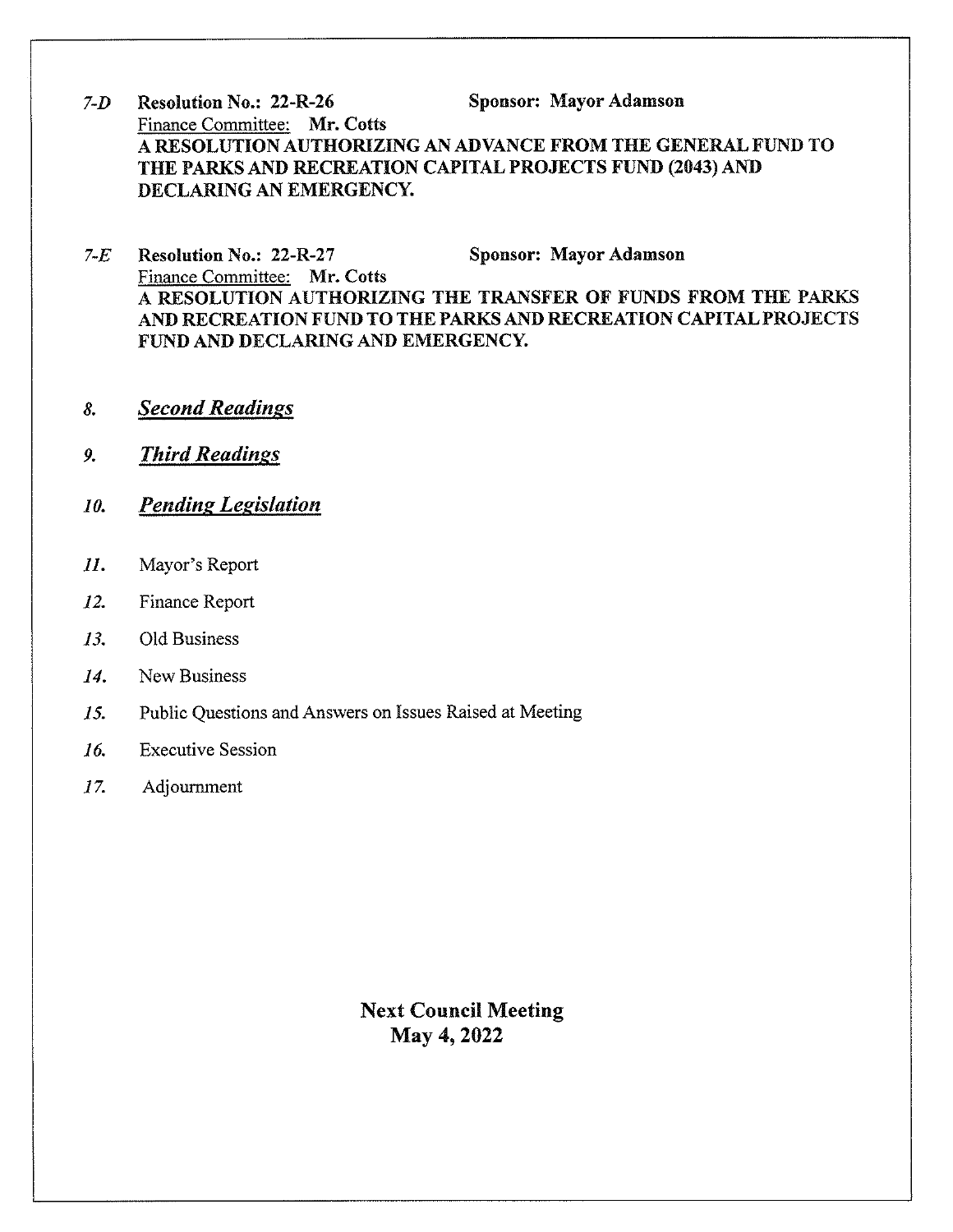*7-D* **Resolution No.: 22-R-26** **Sponsor: Mayor Adamson**
Finance Committee: **Mr. Cotts**
**A RESOLUTION AUTHORIZING AN ADVANCE FROM THE GENERAL FUND TO THE PARKS AND RECREATION CAPITAL PROJECTS FUND (2043) AND DECLARING AN EMERGENCY.**

*7-E* **Resolution No.: 22-R-27** **Sponsor: Mayor Adamson**
Finance Committee: **Mr. Cotts**
**A RESOLUTION AUTHORIZING THE TRANSFER OF FUNDS FROM THE PARKS AND RECREATION FUND TO THE PARKS AND RECREATION CAPITAL PROJECTS FUND AND DECLARING AND EMERGENCY.**

*8.* ***Second Readings***

*9.* ***Third Readings***

*10.* ***Pending Legislation***

*11.* Mayor's Report

*12.* Finance Report

*13.* Old Business

*14.* New Business

*15.* Public Questions and Answers on Issues Raised at Meeting

*16.* Executive Session

*17.* Adjournment

**Next Council Meeting**
**May 4, 2022**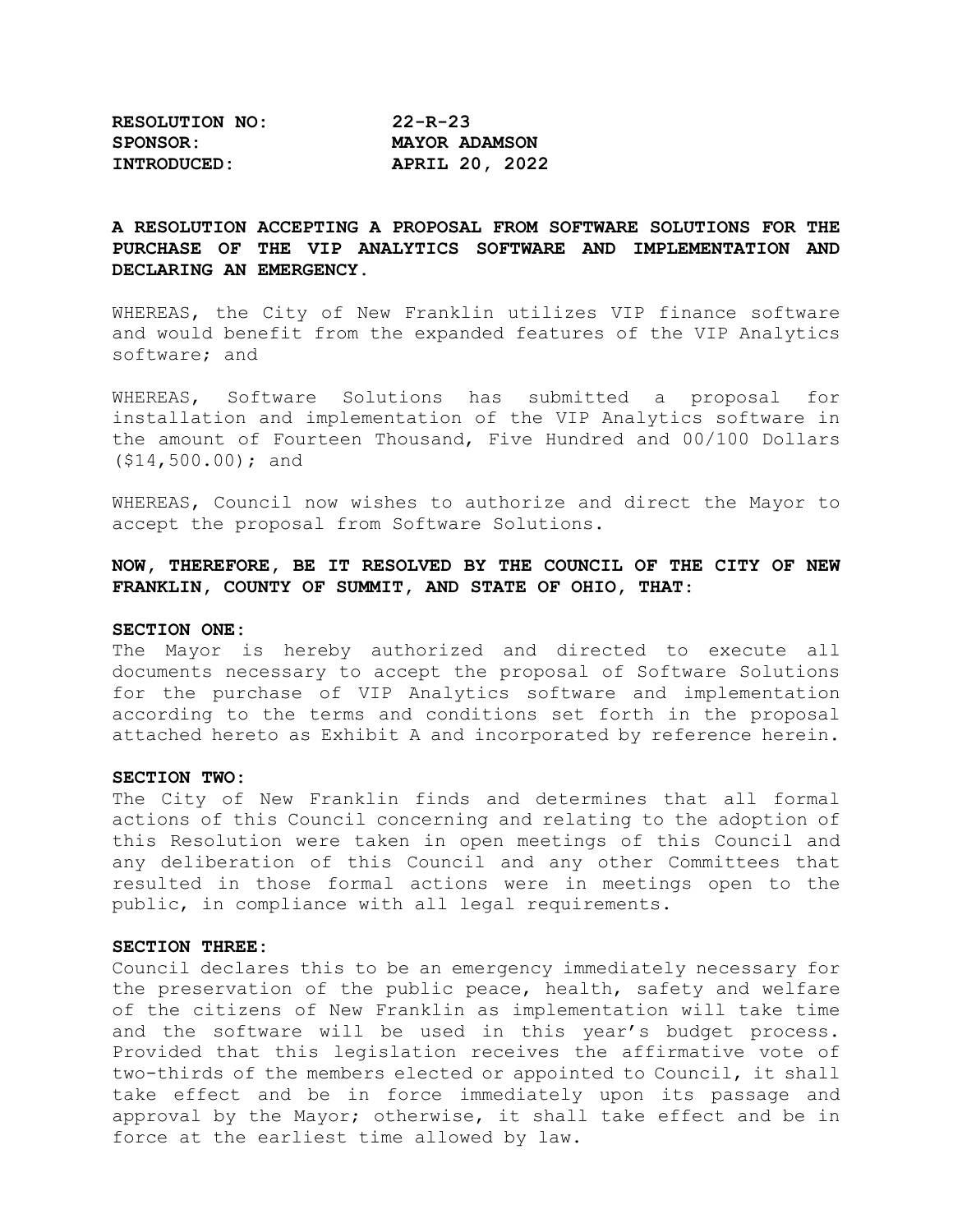**RESOLUTION NO:** 22-R-23
**SPONSOR:** MAYOR ADAMSON
**INTRODUCED:** APRIL 20, 2022

**A RESOLUTION ACCEPTING A PROPOSAL FROM SOFTWARE SOLUTIONS FOR THE PURCHASE OF THE VIP ANALYTICS SOFTWARE AND IMPLEMENTATION AND DECLARING AN EMERGENCY.**

WHEREAS, the City of New Franklin utilizes VIP finance software and would benefit from the expanded features of the VIP Analytics software; and

WHEREAS, Software Solutions has submitted a proposal for installation and implementation of the VIP Analytics software in the amount of Fourteen Thousand, Five Hundred and 00/100 Dollars ($14,500.00); and

WHEREAS, Council now wishes to authorize and direct the Mayor to accept the proposal from Software Solutions.

**NOW, THEREFORE, BE IT RESOLVED BY THE COUNCIL OF THE CITY OF NEW FRANKLIN, COUNTY OF SUMMIT, AND STATE OF OHIO, THAT:**

**SECTION ONE:**
The Mayor is hereby authorized and directed to execute all documents necessary to accept the proposal of Software Solutions for the purchase of VIP Analytics software and implementation according to the terms and conditions set forth in the proposal attached hereto as Exhibit A and incorporated by reference herein.

**SECTION TWO:**
The City of New Franklin finds and determines that all formal actions of this Council concerning and relating to the adoption of this Resolution were taken in open meetings of this Council and any deliberation of this Council and any other Committees that resulted in those formal actions were in meetings open to the public, in compliance with all legal requirements.

**SECTION THREE:**
Council declares this to be an emergency immediately necessary for the preservation of the public peace, health, safety and welfare of the citizens of New Franklin as implementation will take time and the software will be used in this year's budget process. Provided that this legislation receives the affirmative vote of two-thirds of the members elected or appointed to Council, it shall take effect and be in force immediately upon its passage and approval by the Mayor; otherwise, it shall take effect and be in force at the earliest time allowed by law.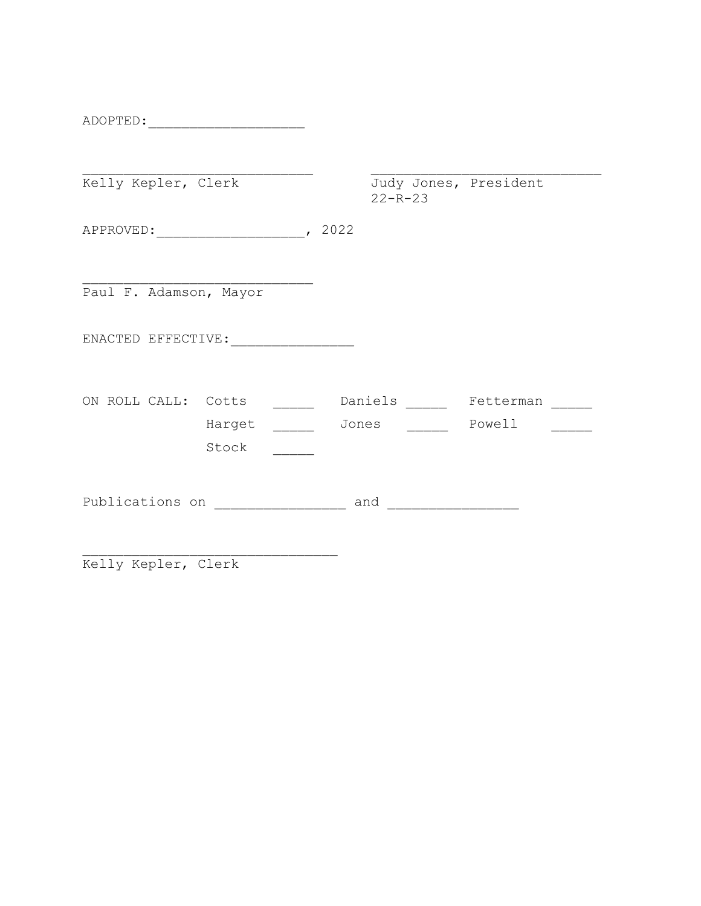ADOPTED:___________________

_____________________________ _____________________________
Kelly Kepler, Clerk Judy Jones, President
22-R-23

APPROVED:__________________, 2022

_____________________________
Paul F. Adamson, Mayor

ENACTED EFFECTIVE:_______________

ON ROLL CALL: Cotts _____ Daniels _____ Fetterman _____
Harget _____ Jones _____ Powell _____
Stock _____

Publications on ________________ and ________________

________________________________
Kelly Kepler, Clerk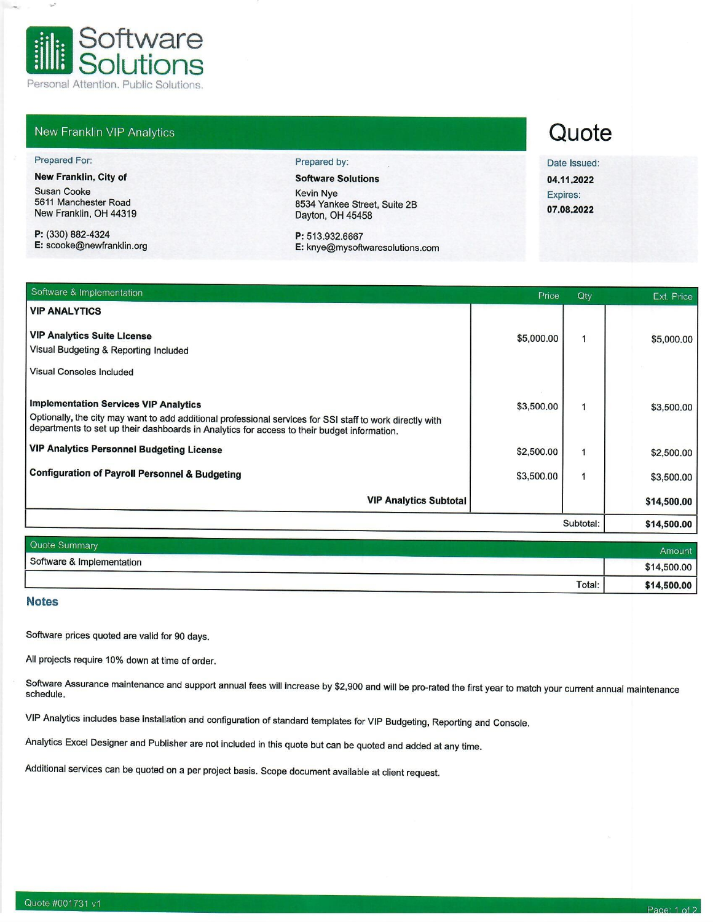Software Solutions

Personal Attention. Public Solutions.

## New Franklin VIP Analytics

# Quote

**Prepared For:**

**New Franklin, City of**
Susan Cooke
5611 Manchester Road
New Franklin, OH 44319

**P:** (330) 882-4324
**E:** scooke@newfranklin.org

**Prepared by:**

**Software Solutions**
Kevin Nye
8534 Yankee Street, Suite 2B
Dayton, OH 45458

**P:** 513.932.6667
**E:** knye@mysoftwaresolutions.com

Date Issued:
**04.11.2022**
Expires:
**07.08.2022**

| Software & Implementation | Price | Qty | Ext. Price |
|---|---|---|---|
| **VIP ANALYTICS** | | | |
| **VIP Analytics Suite License**<br>Visual Budgeting & Reporting Included<br>Visual Consoles Included | $5,000.00 | 1 | $5,000.00 |
| **Implementation Services VIP Analytics**<br>Optionally, the city may want to add additional professional services for SSI staff to work directly with departments to set up their dashboards in Analytics for access to their budget information. | $3,500.00 | 1 | $3,500.00 |
| **VIP Analytics Personnel Budgeting License** | $2,500.00 | 1 | $2,500.00 |
| **Configuration of Payroll Personnel & Budgeting** | $3,500.00 | 1 | $3,500.00 |
| **VIP Analytics Subtotal** | | | **$14,500.00** |
| | | Subtotal: | **$14,500.00** |

| Quote Summary | Amount |
|---|---|
| Software & Implementation | $14,500.00 |
| Total: | **$14,500.00** |

### Notes

Software prices quoted are valid for 90 days.

All projects require 10% down at time of order.

Software Assurance maintenance and support annual fees will increase by $2,900 and will be pro-rated the first year to match your current annual maintenance schedule.

VIP Analytics includes base installation and configuration of standard templates for VIP Budgeting, Reporting and Console.

Analytics Excel Designer and Publisher are not included in this quote but can be quoted and added at any time.

Additional services can be quoted on a per project basis. Scope document available at client request.

Quote #001731 v1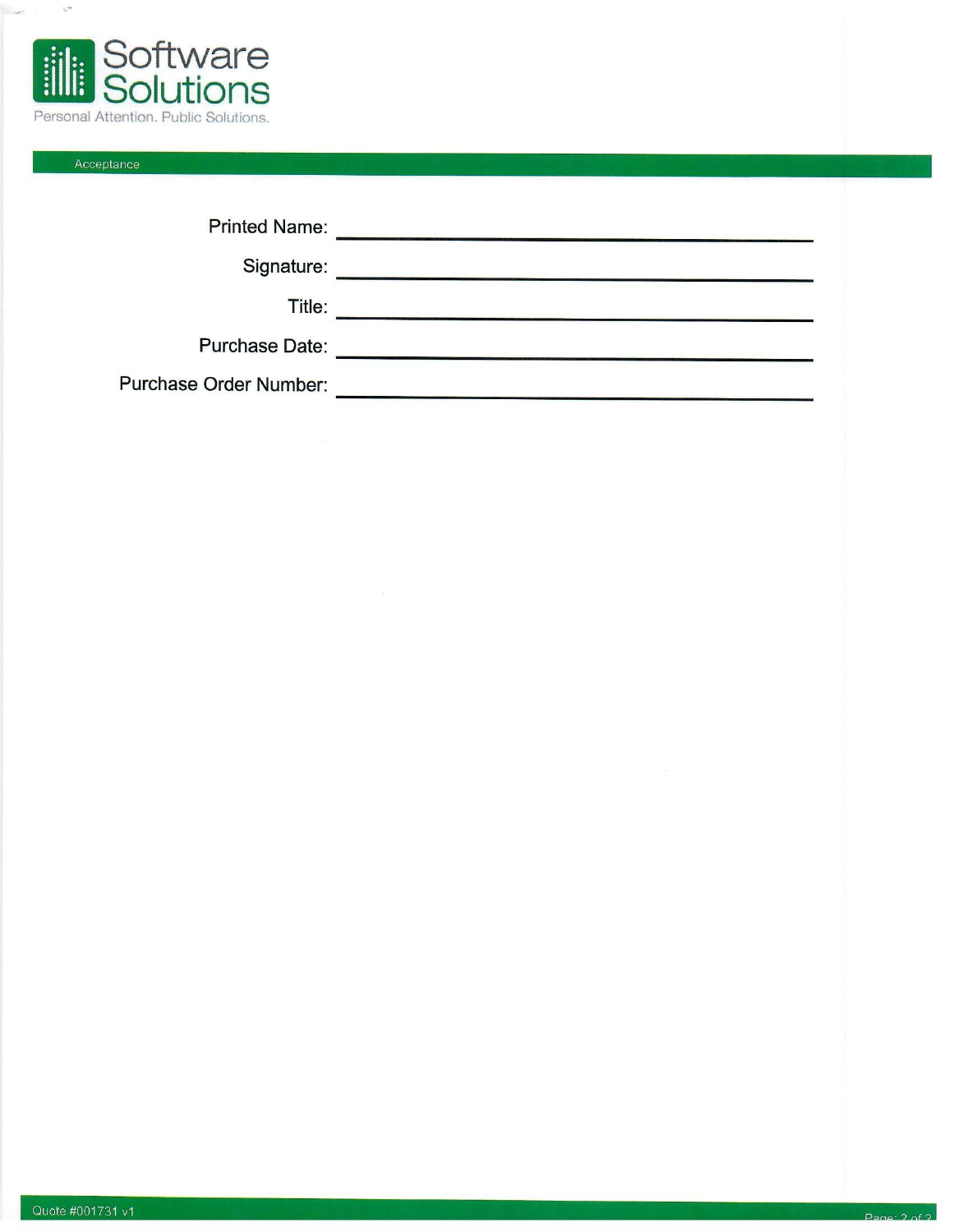Software Solutions

Personal Attention. Public Solutions.

## Acceptance

Printed Name: ______________________________

Signature: ______________________________

Title: ______________________________

Purchase Date: ______________________________

Purchase Order Number: ______________________________

Quote #001731 v1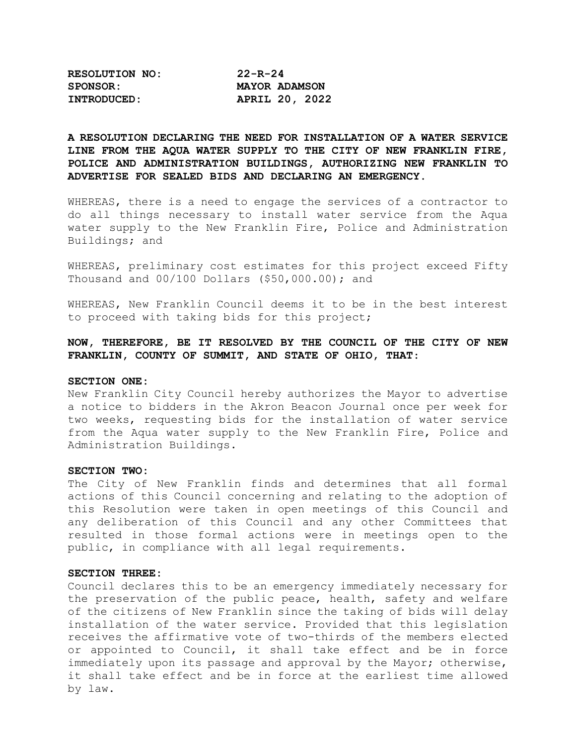**RESOLUTION NO:** 22-R-24
**SPONSOR:** MAYOR ADAMSON
**INTRODUCED:** APRIL 20, 2022

**A RESOLUTION DECLARING THE NEED FOR INSTALLATION OF A WATER SERVICE LINE FROM THE AQUA WATER SUPPLY TO THE CITY OF NEW FRANKLIN FIRE, POLICE AND ADMINISTRATION BUILDINGS, AUTHORIZING NEW FRANKLIN TO ADVERTISE FOR SEALED BIDS AND DECLARING AN EMERGENCY.**

WHEREAS, there is a need to engage the services of a contractor to do all things necessary to install water service from the Aqua water supply to the New Franklin Fire, Police and Administration Buildings; and

WHEREAS, preliminary cost estimates for this project exceed Fifty Thousand and 00/100 Dollars ($50,000.00); and

WHEREAS, New Franklin Council deems it to be in the best interest to proceed with taking bids for this project;

**NOW, THEREFORE, BE IT RESOLVED BY THE COUNCIL OF THE CITY OF NEW FRANKLIN, COUNTY OF SUMMIT, AND STATE OF OHIO, THAT:**

**SECTION ONE:**
New Franklin City Council hereby authorizes the Mayor to advertise a notice to bidders in the Akron Beacon Journal once per week for two weeks, requesting bids for the installation of water service from the Aqua water supply to the New Franklin Fire, Police and Administration Buildings.

**SECTION TWO:**
The City of New Franklin finds and determines that all formal actions of this Council concerning and relating to the adoption of this Resolution were taken in open meetings of this Council and any deliberation of this Council and any other Committees that resulted in those formal actions were in meetings open to the public, in compliance with all legal requirements.

**SECTION THREE:**
Council declares this to be an emergency immediately necessary for the preservation of the public peace, health, safety and welfare of the citizens of New Franklin since the taking of bids will delay installation of the water service. Provided that this legislation receives the affirmative vote of two-thirds of the members elected or appointed to Council, it shall take effect and be in force immediately upon its passage and approval by the Mayor; otherwise, it shall take effect and be in force at the earliest time allowed by law.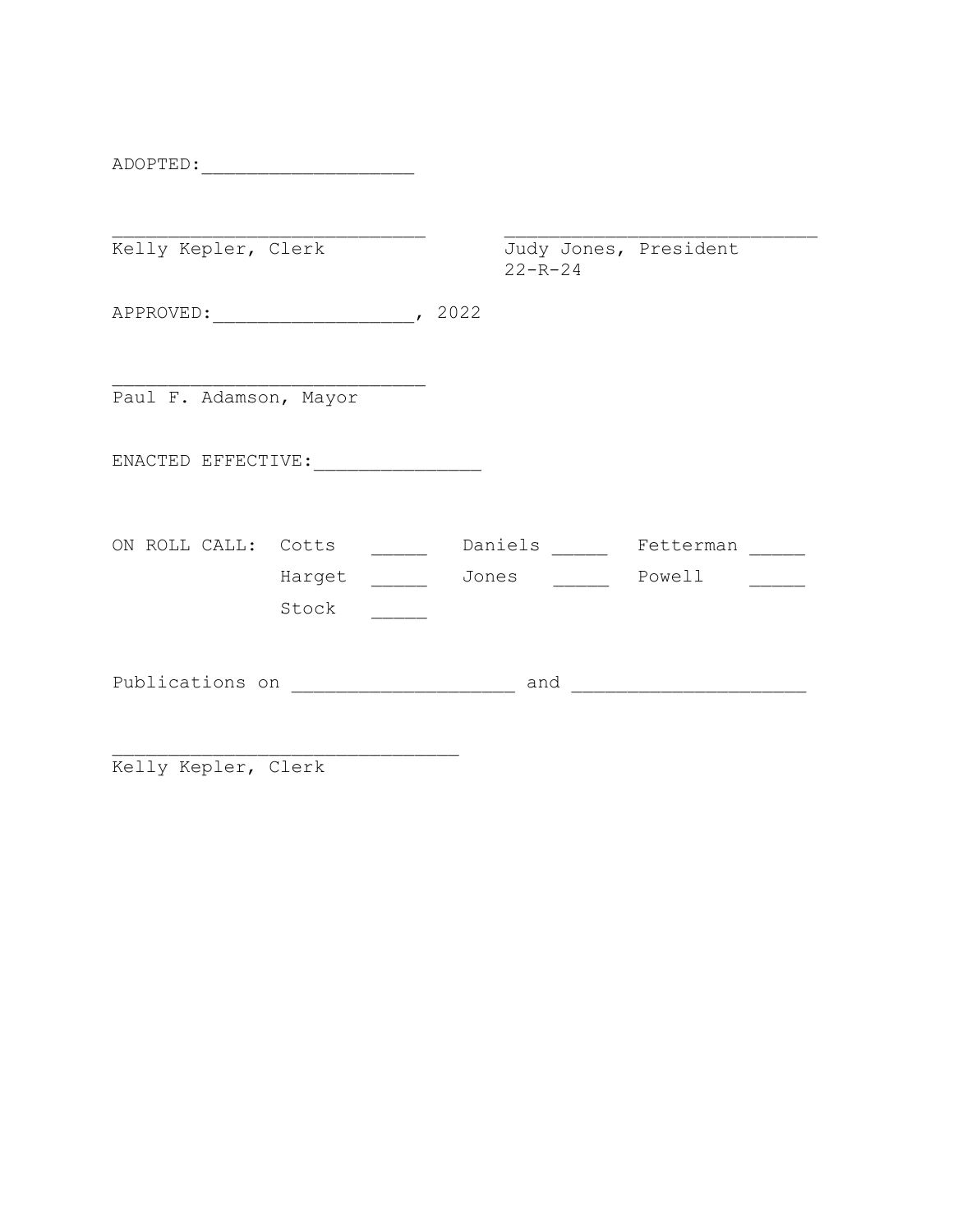ADOPTED:___________________

_____________________________ _____________________________

Kelly Kepler, Clerk Judy Jones, President

22-R-24

APPROVED:__________________, 2022

_____________________________

Paul F. Adamson, Mayor

ENACTED EFFECTIVE:_______________

ON ROLL CALL: Cotts _____ Daniels _____ Fetterman _____

Harget _____ Jones _____ Powell _____

Stock _____

Publications on ____________________ and _____________________

________________________________

Kelly Kepler, Clerk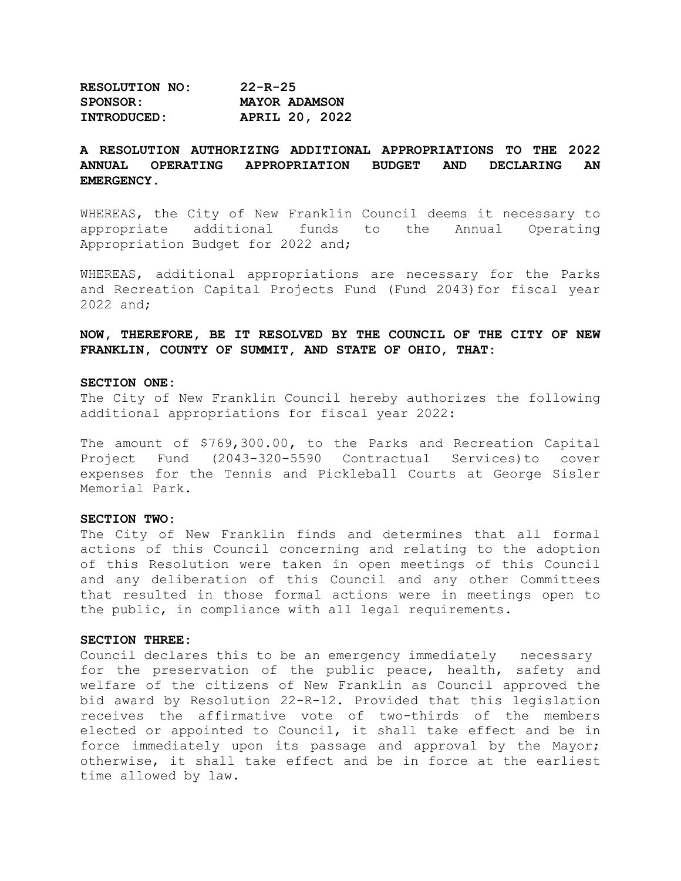**RESOLUTION NO: 22-R-25**
**SPONSOR: MAYOR ADAMSON**
**INTRODUCED: APRIL 20, 2022**

**A RESOLUTION AUTHORIZING ADDITIONAL APPROPRIATIONS TO THE 2022 ANNUAL OPERATING APPROPRIATION BUDGET AND DECLARING AN EMERGENCY.**

WHEREAS, the City of New Franklin Council deems it necessary to appropriate additional funds to the Annual Operating Appropriation Budget for 2022 and;

WHEREAS, additional appropriations are necessary for the Parks and Recreation Capital Projects Fund (Fund 2043)for fiscal year 2022 and;

**NOW, THEREFORE, BE IT RESOLVED BY THE COUNCIL OF THE CITY OF NEW FRANKLIN, COUNTY OF SUMMIT, AND STATE OF OHIO, THAT:**

**SECTION ONE:**
The City of New Franklin Council hereby authorizes the following additional appropriations for fiscal year 2022:

The amount of $769,300.00, to the Parks and Recreation Capital Project Fund (2043-320-5590 Contractual Services)to cover expenses for the Tennis and Pickleball Courts at George Sisler Memorial Park.

**SECTION TWO:**
The City of New Franklin finds and determines that all formal actions of this Council concerning and relating to the adoption of this Resolution were taken in open meetings of this Council and any deliberation of this Council and any other Committees that resulted in those formal actions were in meetings open to the public, in compliance with all legal requirements.

**SECTION THREE:**
Council declares this to be an emergency immediately necessary for the preservation of the public peace, health, safety and welfare of the citizens of New Franklin as Council approved the bid award by Resolution 22-R-12. Provided that this legislation receives the affirmative vote of two-thirds of the members elected or appointed to Council, it shall take effect and be in force immediately upon its passage and approval by the Mayor; otherwise, it shall take effect and be in force at the earliest time allowed by law.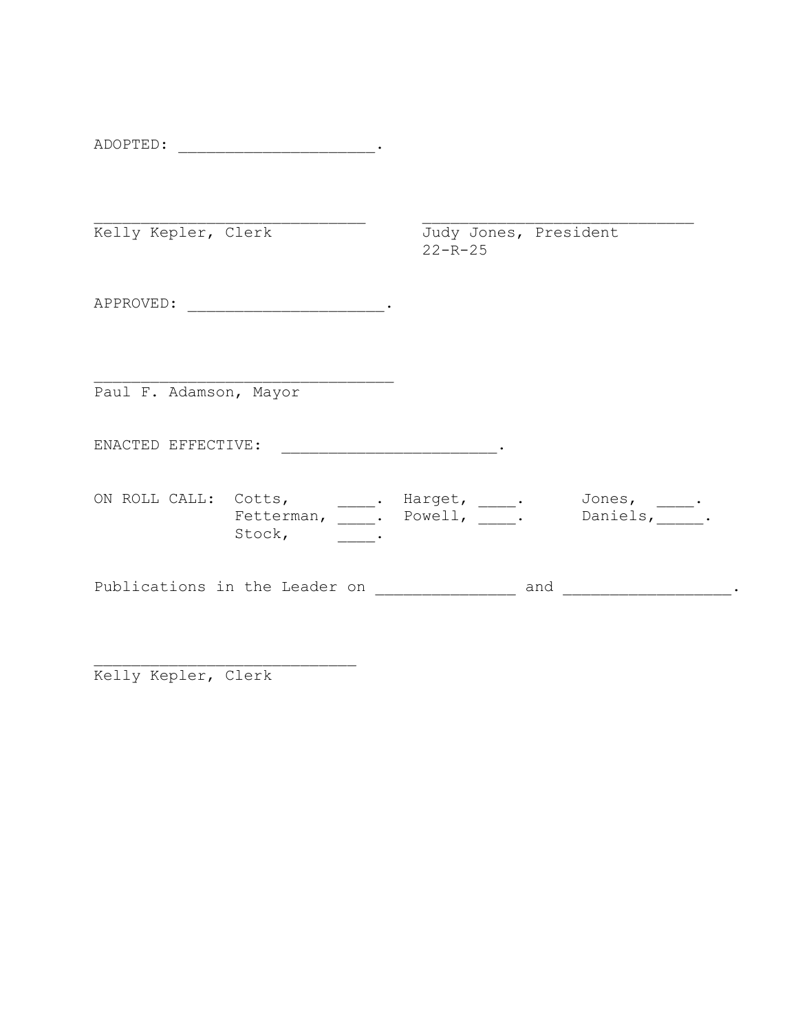ADOPTED: ____________________.

______________________________ ______________________________
Kelly Kepler, Clerk Judy Jones, President
22-R-25

APPROVED: ____________________.

_________________________________
Paul F. Adamson, Mayor

ENACTED EFFECTIVE: _______________________.

ON ROLL CALL: Cotts, ____. Harget, ____. Jones, ____.
Fetterman, ____. Powell, ____. Daniels, _____.
Stock, ____.

Publications in the Leader on _______________ and _________________.

_____________________________
Kelly Kepler, Clerk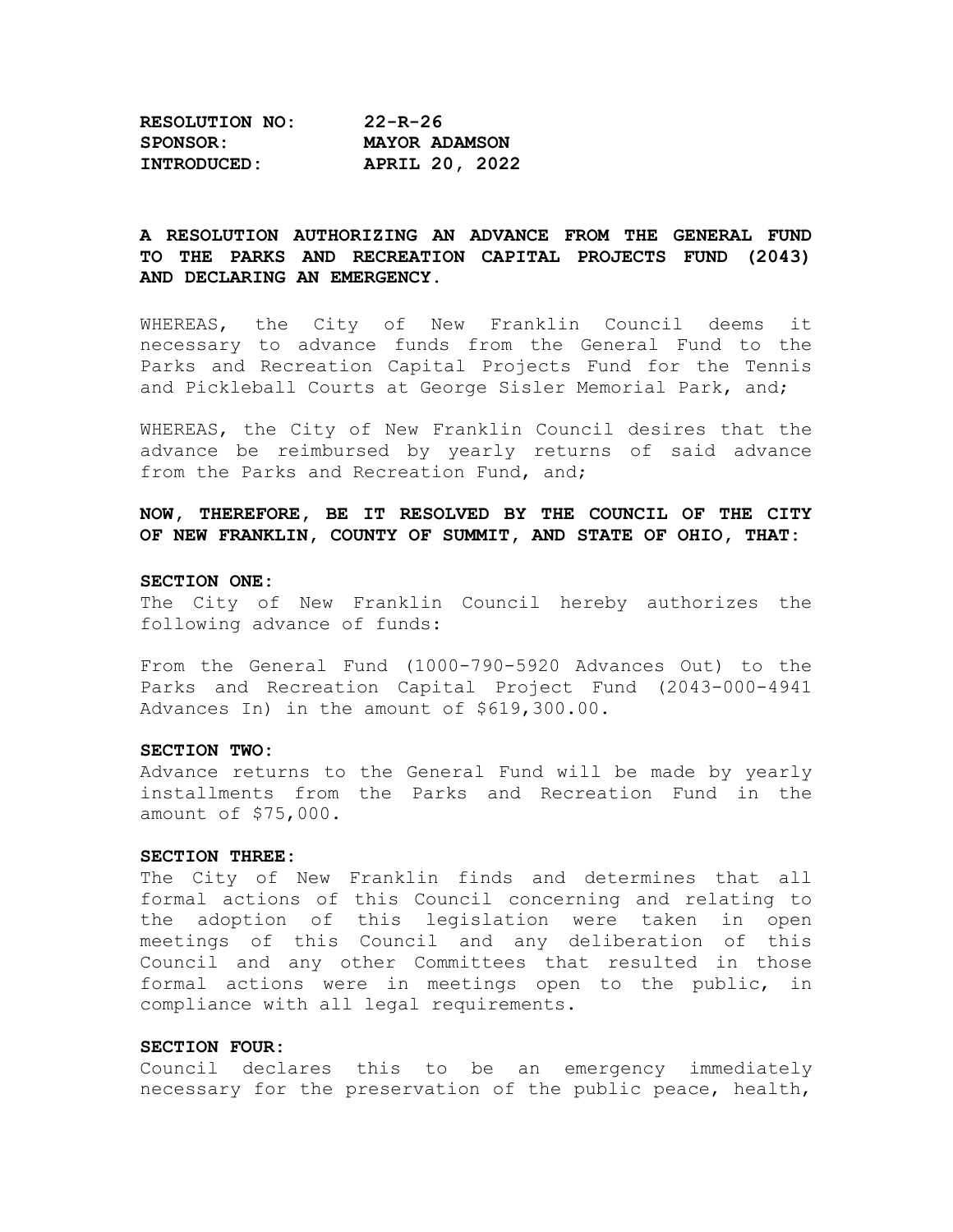**RESOLUTION NO: 22-R-26**
**SPONSOR: MAYOR ADAMSON**
**INTRODUCED: APRIL 20, 2022**

**A RESOLUTION AUTHORIZING AN ADVANCE FROM THE GENERAL FUND TO THE PARKS AND RECREATION CAPITAL PROJECTS FUND (2043) AND DECLARING AN EMERGENCY.**

WHEREAS, the City of New Franklin Council deems it necessary to advance funds from the General Fund to the Parks and Recreation Capital Projects Fund for the Tennis and Pickleball Courts at George Sisler Memorial Park, and;

WHEREAS, the City of New Franklin Council desires that the advance be reimbursed by yearly returns of said advance from the Parks and Recreation Fund, and;

**NOW, THEREFORE, BE IT RESOLVED BY THE COUNCIL OF THE CITY OF NEW FRANKLIN, COUNTY OF SUMMIT, AND STATE OF OHIO, THAT:**

**SECTION ONE:**
The City of New Franklin Council hereby authorizes the following advance of funds:

From the General Fund (1000-790-5920 Advances Out) to the Parks and Recreation Capital Project Fund (2043-000-4941 Advances In) in the amount of $619,300.00.

**SECTION TWO:**
Advance returns to the General Fund will be made by yearly installments from the Parks and Recreation Fund in the amount of $75,000.

**SECTION THREE:**
The City of New Franklin finds and determines that all formal actions of this Council concerning and relating to the adoption of this legislation were taken in open meetings of this Council and any deliberation of this Council and any other Committees that resulted in those formal actions were in meetings open to the public, in compliance with all legal requirements.

**SECTION FOUR:**
Council declares this to be an emergency immediately necessary for the preservation of the public peace, health,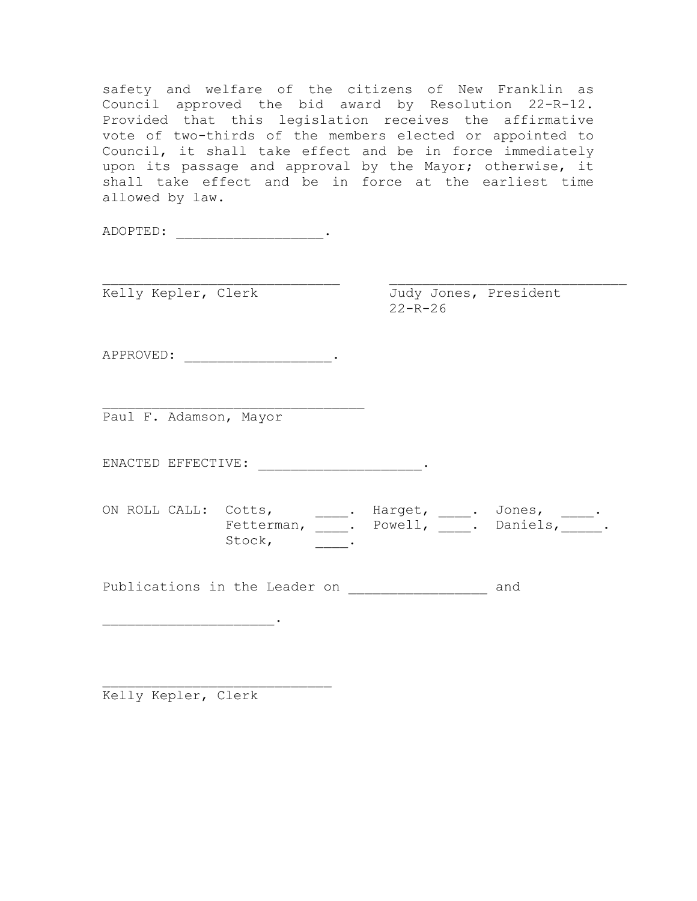safety and welfare of the citizens of New Franklin as Council approved the bid award by Resolution 22-R-12. Provided that this legislation receives the affirmative vote of two-thirds of the members elected or appointed to Council, it shall take effect and be in force immediately upon its passage and approval by the Mayor; otherwise, it shall take effect and be in force at the earliest time allowed by law.

ADOPTED: __________________.

_____________________________ _____________________________
Kelly Kepler, Clerk Judy Jones, President
22-R-26

APPROVED: __________________.

________________________________
Paul F. Adamson, Mayor

ENACTED EFFECTIVE: ____________________.

ON ROLL CALL: Cotts, ____. Harget, ____. Jones, ____.
Fetterman, ____. Powell, ____. Daniels, _____.
Stock, ____.

Publications in the Leader on _________________ and

____________________.

____________________________
Kelly Kepler, Clerk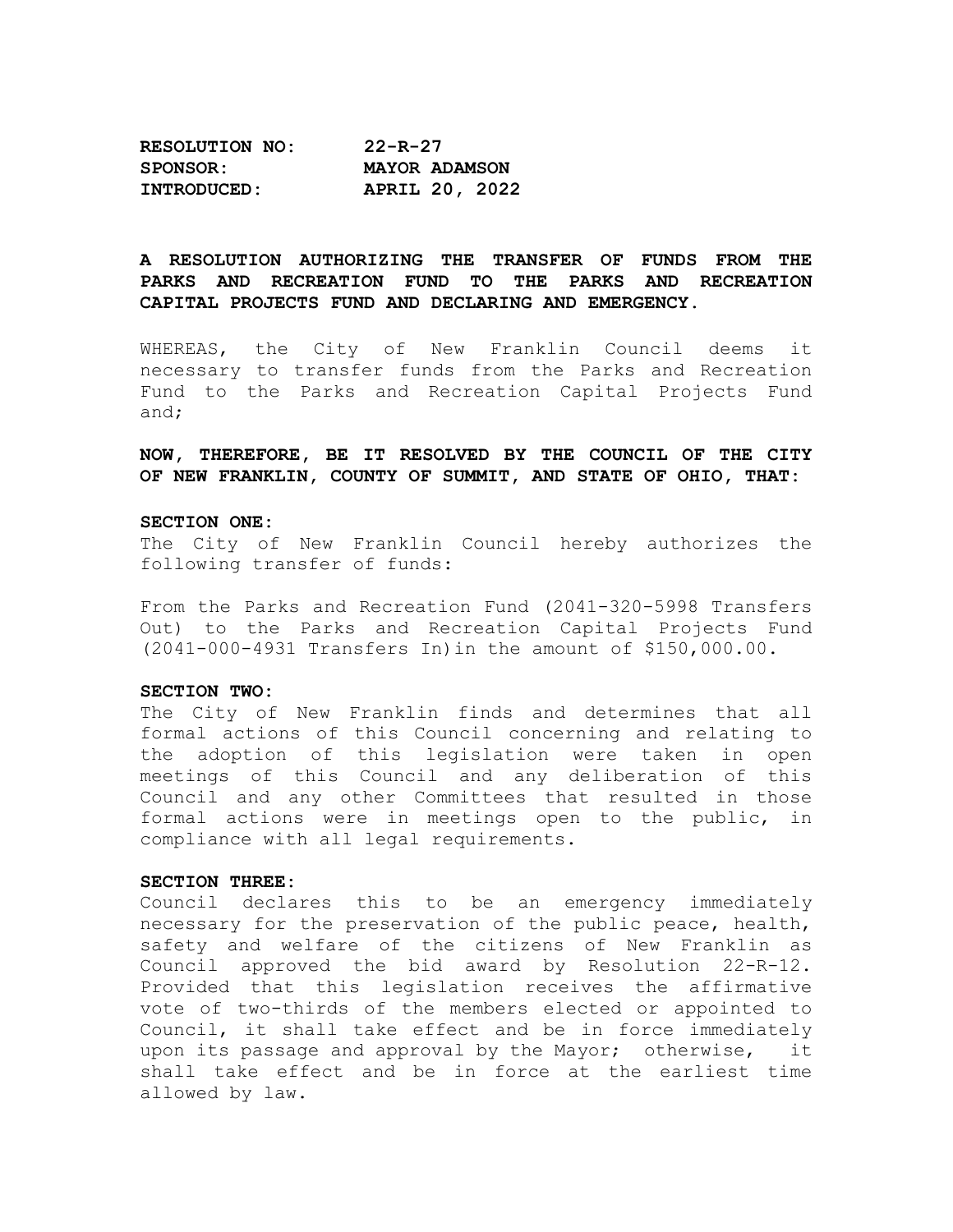**RESOLUTION NO: 22-R-27**
**SPONSOR: MAYOR ADAMSON**
**INTRODUCED: APRIL 20, 2022**

**A RESOLUTION AUTHORIZING THE TRANSFER OF FUNDS FROM THE PARKS AND RECREATION FUND TO THE PARKS AND RECREATION CAPITAL PROJECTS FUND AND DECLARING AND EMERGENCY.**

WHEREAS, the City of New Franklin Council deems it necessary to transfer funds from the Parks and Recreation Fund to the Parks and Recreation Capital Projects Fund and;

**NOW, THEREFORE, BE IT RESOLVED BY THE COUNCIL OF THE CITY OF NEW FRANKLIN, COUNTY OF SUMMIT, AND STATE OF OHIO, THAT:**

**SECTION ONE:**
The City of New Franklin Council hereby authorizes the following transfer of funds:

From the Parks and Recreation Fund (2041-320-5998 Transfers Out) to the Parks and Recreation Capital Projects Fund (2041-000-4931 Transfers In)in the amount of $150,000.00.

**SECTION TWO:**
The City of New Franklin finds and determines that all formal actions of this Council concerning and relating to the adoption of this legislation were taken in open meetings of this Council and any deliberation of this Council and any other Committees that resulted in those formal actions were in meetings open to the public, in compliance with all legal requirements.

**SECTION THREE:**
Council declares this to be an emergency immediately necessary for the preservation of the public peace, health, safety and welfare of the citizens of New Franklin as Council approved the bid award by Resolution 22-R-12. Provided that this legislation receives the affirmative vote of two-thirds of the members elected or appointed to Council, it shall take effect and be in force immediately upon its passage and approval by the Mayor; otherwise, it shall take effect and be in force at the earliest time allowed by law.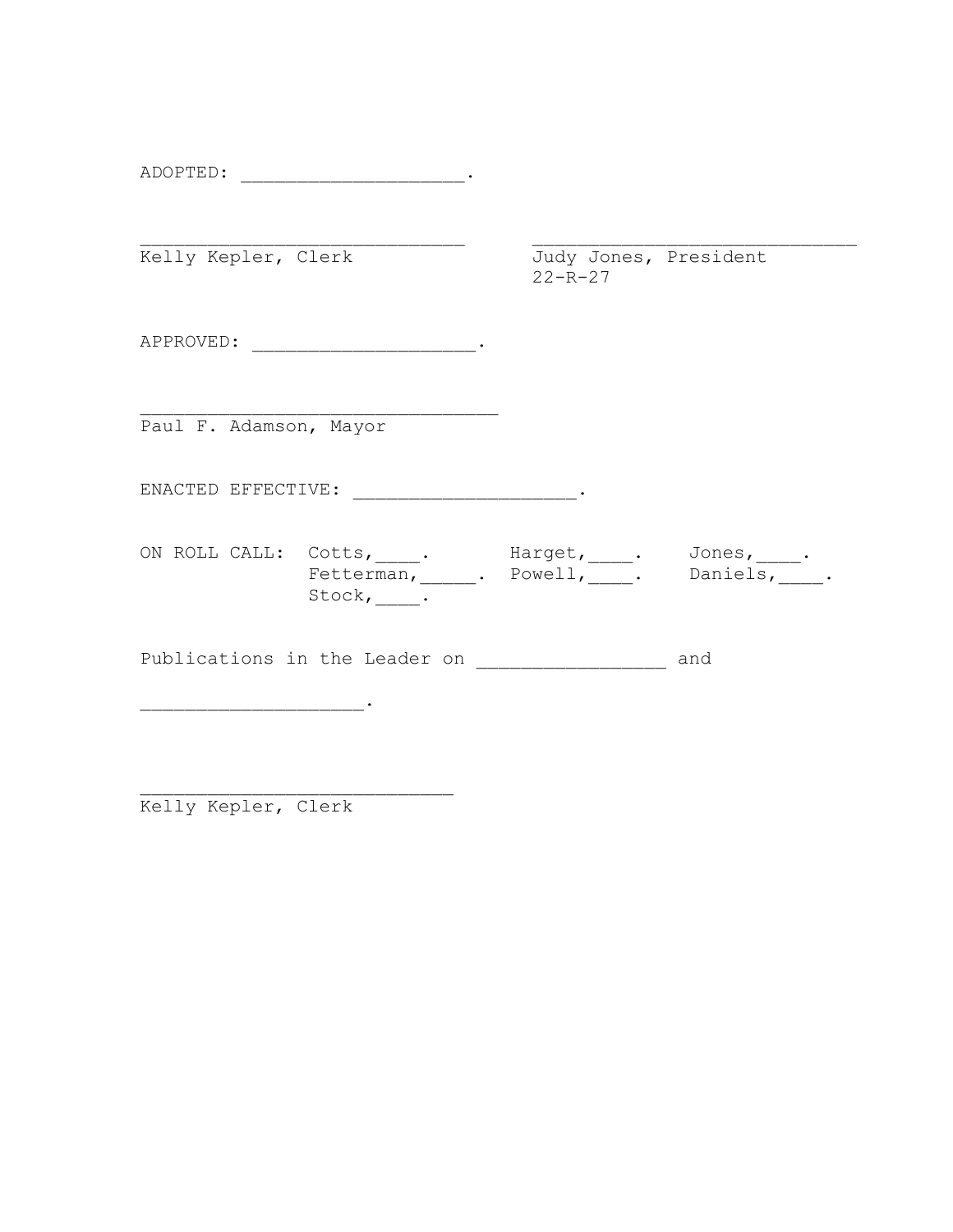ADOPTED: ___________________.

_____________________________ _____________________________
Kelly Kepler, Clerk Judy Jones, President
22-R-27

APPROVED: ___________________.

________________________________
Paul F. Adamson, Mayor

ENACTED EFFECTIVE: ___________________.

ON ROLL CALL: Cotts,____. Harget,____. Jones,____.
Fetterman,_____. Powell,____. Daniels,____.
Stock,____.

Publications in the Leader on _________________ and

___________________.

____________________________
Kelly Kepler, Clerk